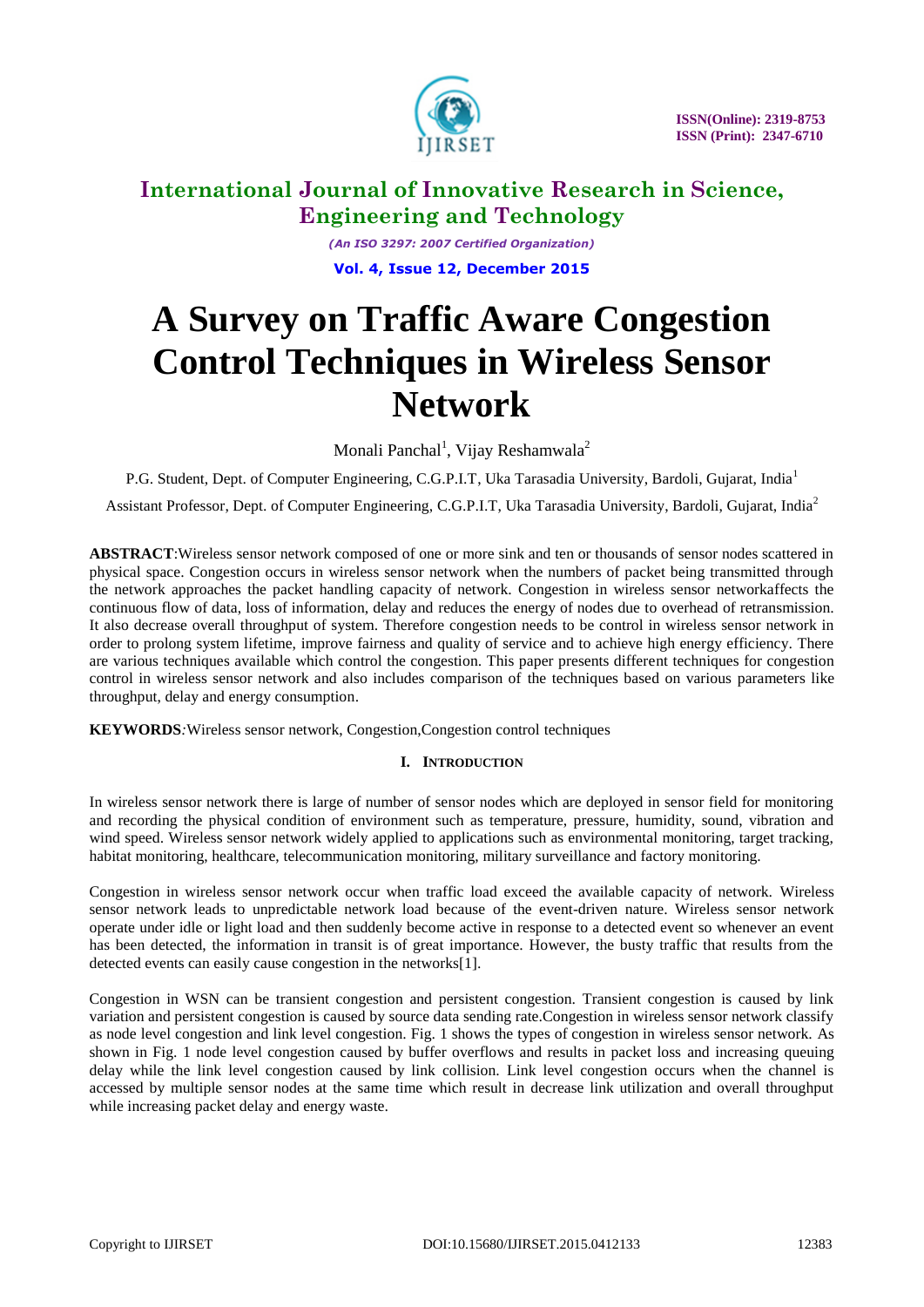# A Survey on Traffic Aware Congestion Control Techniques in Wireless Sensor Network

Monali Panchal[1], Vijay Reshamwala[2]

P.G. Student, Dept. of Computer Engineering, C.G.P.I.T, Uka Tarasadia University, Bardoli, Gujarat, India[1]

Assistant Professor, Dept. of Computer Engineering, C.G.P.I.T, Uka Tarasadia University, Bardoli, Gujarat, India[2]

**ABSTRACT**:Wireless sensor network composed of one or more sink and ten or thousands of sensor nodes scattered in physical space. Congestion occurs in wireless sensor network when the numbers of packet being transmitted through the network approaches the packet handling capacity of network. Congestion in wireless sensor networkaffects the continuous flow of data, loss of information, delay and reduces the energy of nodes due to overhead of retransmission. It also decrease overall throughput of system. Therefore congestion needs to be control in wireless sensor network in order to prolong system lifetime, improve fairness and quality of service and to achieve high energy efficiency. There are various techniques available which control the congestion. This paper presents different techniques for congestion control in wireless sensor network and also includes comparison of the techniques based on various parameters like throughput, delay and energy consumption.

**KEYWORDS**:Wireless sensor network, Congestion,Congestion control techniques

## I. INTRODUCTION

In wireless sensor network there is large of number of sensor nodes which are deployed in sensor field for monitoring and recording the physical condition of environment such as temperature, pressure, humidity, sound, vibration and wind speed. Wireless sensor network widely applied to applications such as environmental monitoring, target tracking, habitat monitoring, healthcare, telecommunication monitoring, military surveillance and factory monitoring.

Congestion in wireless sensor network occur when traffic load exceed the available capacity of network. Wireless sensor network leads to unpredictable network load because of the event-driven nature. Wireless sensor network operate under idle or light load and then suddenly become active in response to a detected event so whenever an event has been detected, the information in transit is of great importance. However, the busty traffic that results from the detected events can easily cause congestion in the networks[1].

Congestion in WSN can be transient congestion and persistent congestion. Transient congestion is caused by link variation and persistent congestion is caused by source data sending rate.Congestion in wireless sensor network classify as node level congestion and link level congestion. Fig. 1 shows the types of congestion in wireless sensor network. As shown in Fig. 1 node level congestion caused by buffer overflows and results in packet loss and increasing queuing delay while the link level congestion caused by link collision. Link level congestion occurs when the channel is accessed by multiple sensor nodes at the same time which result in decrease link utilization and overall throughput while increasing packet delay and energy waste.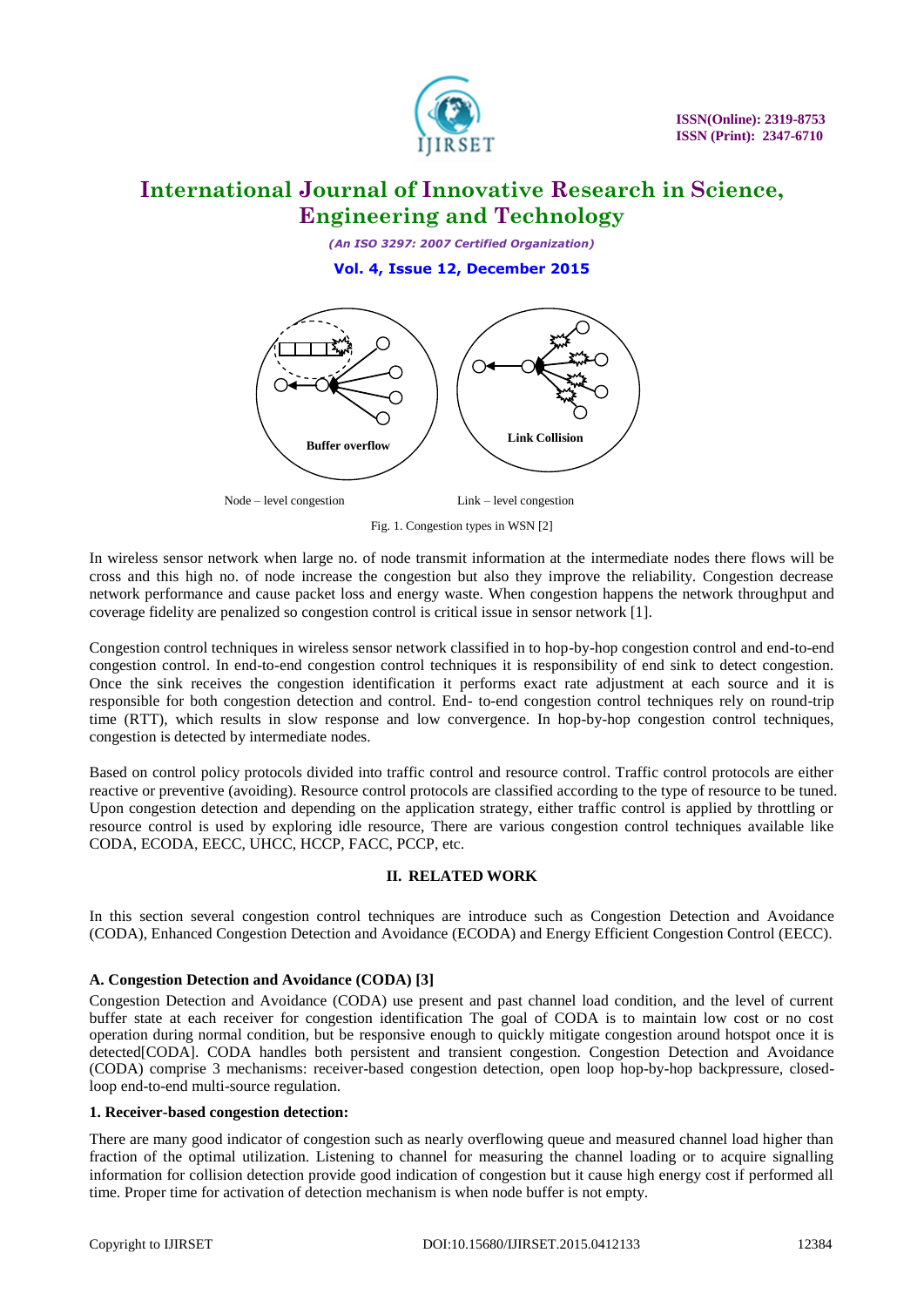Node – level congestion Link – level congestion

Fig. 1. Congestion types in WSN [2]

In wireless sensor network when large no. of node transmit information at the intermediate nodes there flows will be cross and this high no. of node increase the congestion but also they improve the reliability. Congestion decrease network performance and cause packet loss and energy waste. When congestion happens the network throughput and coverage fidelity are penalized so congestion control is critical issue in sensor network [1].

Congestion control techniques in wireless sensor network classified in to hop-by-hop congestion control and end-to-end congestion control. In end-to-end congestion control techniques it is responsibility of end sink to detect congestion. Once the sink receives the congestion identification it performs exact rate adjustment at each source and it is responsible for both congestion detection and control. End- to-end congestion control techniques rely on round-trip time (RTT), which results in slow response and low convergence. In hop-by-hop congestion control techniques, congestion is detected by intermediate nodes.

Based on control policy protocols divided into traffic control and resource control. Traffic control protocols are either reactive or preventive (avoiding). Resource control protocols are classified according to the type of resource to be tuned. Upon congestion detection and depending on the application strategy, either traffic control is applied by throttling or resource control is used by exploring idle resource, There are various congestion control techniques available like CODA, ECODA, EECC, UHCC, HCCP, FACC, PCCP, etc.

## II. RELATED WORK

In this section several congestion control techniques are introduce such as Congestion Detection and Avoidance (CODA), Enhanced Congestion Detection and Avoidance (ECODA) and Energy Efficient Congestion Control (EECC).

### A. Congestion Detection and Avoidance (CODA) [3]

Congestion Detection and Avoidance (CODA) use present and past channel load condition, and the level of current buffer state at each receiver for congestion identification The goal of CODA is to maintain low cost or no cost operation during normal condition, but be responsive enough to quickly mitigate congestion around hotspot once it is detected[CODA]. CODA handles both persistent and transient congestion. Congestion Detection and Avoidance (CODA) comprise 3 mechanisms: receiver-based congestion detection, open loop hop-by-hop backpressure, closed-loop end-to-end multi-source regulation.

#### 1. Receiver-based congestion detection:

There are many good indicator of congestion such as nearly overflowing queue and measured channel load higher than fraction of the optimal utilization. Listening to channel for measuring the channel loading or to acquire signalling information for collision detection provide good indication of congestion but it cause high energy cost if performed all time. Proper time for activation of detection mechanism is when node buffer is not empty.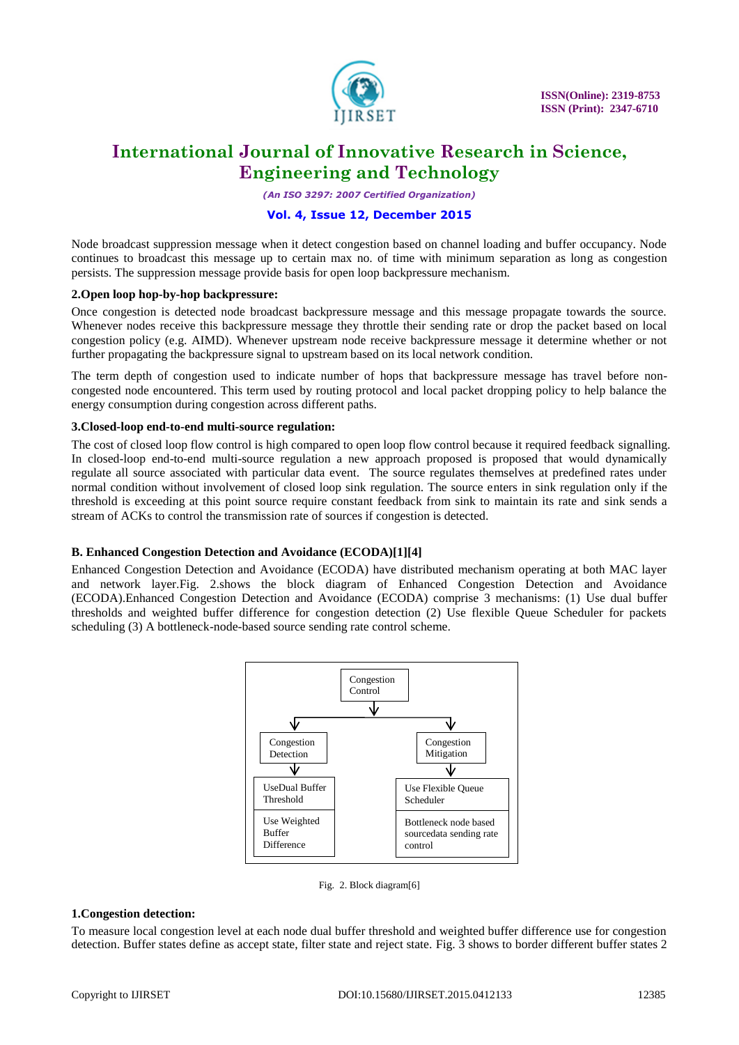Node broadcast suppression message when it detect congestion based on channel loading and buffer occupancy. Node continues to broadcast this message up to certain max no. of time with minimum separation as long as congestion persists. The suppression message provide basis for open loop backpressure mechanism.

**2.Open loop hop-by-hop backpressure:**

Once congestion is detected node broadcast backpressure message and this message propagate towards the source. Whenever nodes receive this backpressure message they throttle their sending rate or drop the packet based on local congestion policy (e.g. AIMD). Whenever upstream node receive backpressure message it determine whether or not further propagating the backpressure signal to upstream based on its local network condition.

The term depth of congestion used to indicate number of hops that backpressure message has travel before non-congested node encountered. This term used by routing protocol and local packet dropping policy to help balance the energy consumption during congestion across different paths.

**3.Closed-loop end-to-end multi-source regulation:**

The cost of closed loop flow control is high compared to open loop flow control because it required feedback signalling. In closed-loop end-to-end multi-source regulation a new approach proposed is proposed that would dynamically regulate all source associated with particular data event. The source regulates themselves at predefined rates under normal condition without involvement of closed loop sink regulation. The source enters in sink regulation only if the threshold is exceeding at this point source require constant feedback from sink to maintain its rate and sink sends a stream of ACKs to control the transmission rate of sources if congestion is detected.

**B. Enhanced Congestion Detection and Avoidance (ECODA)[1][4]**

Enhanced Congestion Detection and Avoidance (ECODA) have distributed mechanism operating at both MAC layer and network layer.Fig. 2.shows the block diagram of Enhanced Congestion Detection and Avoidance (ECODA).Enhanced Congestion Detection and Avoidance (ECODA) comprise 3 mechanisms: (1) Use dual buffer thresholds and weighted buffer difference for congestion detection (2) Use flexible Queue Scheduler for packets scheduling (3) A bottleneck-node-based source sending rate control scheme.

Congestion Control

Congestion Detection

Congestion Mitigation

UseDual Buffer Threshold

Use Weighted Buffer Difference

Use Flexible Queue Scheduler

Bottleneck node based sourcedata sending rate control

Fig. 2. Block diagram[6]

**1.Congestion detection:**

To measure local congestion level at each node dual buffer threshold and weighted buffer difference use for congestion detection. Buffer states define as accept state, filter state and reject state. Fig. 3 shows to border different buffer states 2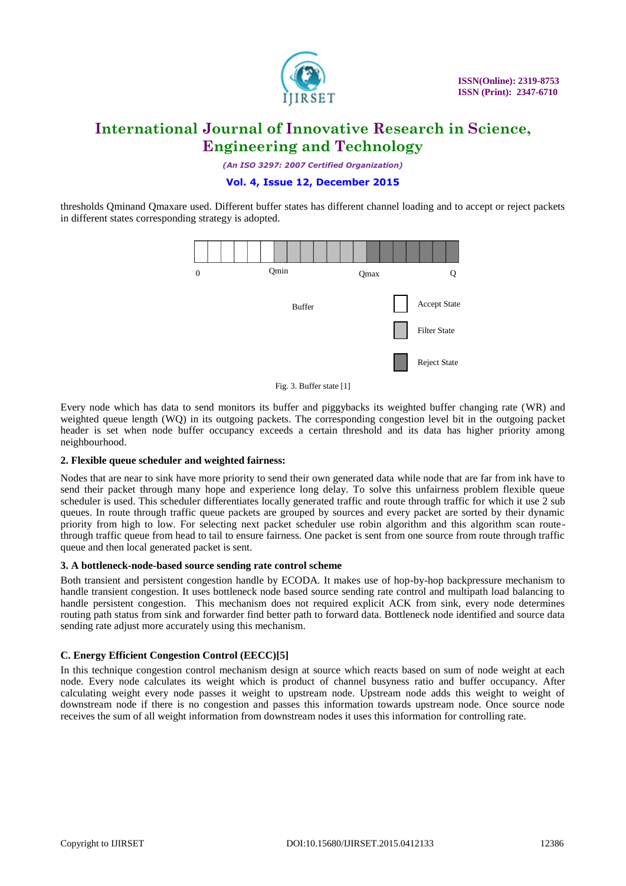thresholds Qminand Qmaxare used. Different buffer states has different channel loading and to accept or reject packets in different states corresponding strategy is adopted.

0 Qmin Qmax Q

Buffer

Accept State

Filter State

Reject State

Fig. 3. Buffer state [1]

Every node which has data to send monitors its buffer and piggybacks its weighted buffer changing rate (WR) and weighted queue length (WQ) in its outgoing packets. The corresponding congestion level bit in the outgoing packet header is set when node buffer occupancy exceeds a certain threshold and its data has higher priority among neighbourhood.

**2. Flexible queue scheduler and weighted fairness:**

Nodes that are near to sink have more priority to send their own generated data while node that are far from ink have to send their packet through many hope and experience long delay. To solve this unfairness problem flexible queue scheduler is used. This scheduler differentiates locally generated traffic and route through traffic for which it use 2 sub queues. In route through traffic queue packets are grouped by sources and every packet are sorted by their dynamic priority from high to low. For selecting next packet scheduler use robin algorithm and this algorithm scan route-through traffic queue from head to tail to ensure fairness. One packet is sent from one source from route through traffic queue and then local generated packet is sent.

**3. A bottleneck-node-based source sending rate control scheme**

Both transient and persistent congestion handle by ECODA. It makes use of hop-by-hop backpressure mechanism to handle transient congestion. It uses bottleneck node based source sending rate control and multipath load balancing to handle persistent congestion. This mechanism does not required explicit ACK from sink, every node determines routing path status from sink and forwarder find better path to forward data. Bottleneck node identified and source data sending rate adjust more accurately using this mechanism.

**C. Energy Efficient Congestion Control (EECC)[5]**

In this technique congestion control mechanism design at source which reacts based on sum of node weight at each node. Every node calculates its weight which is product of channel busyness ratio and buffer occupancy. After calculating weight every node passes it weight to upstream node. Upstream node adds this weight to weight of downstream node if there is no congestion and passes this information towards upstream node. Once source node receives the sum of all weight information from downstream nodes it uses this information for controlling rate.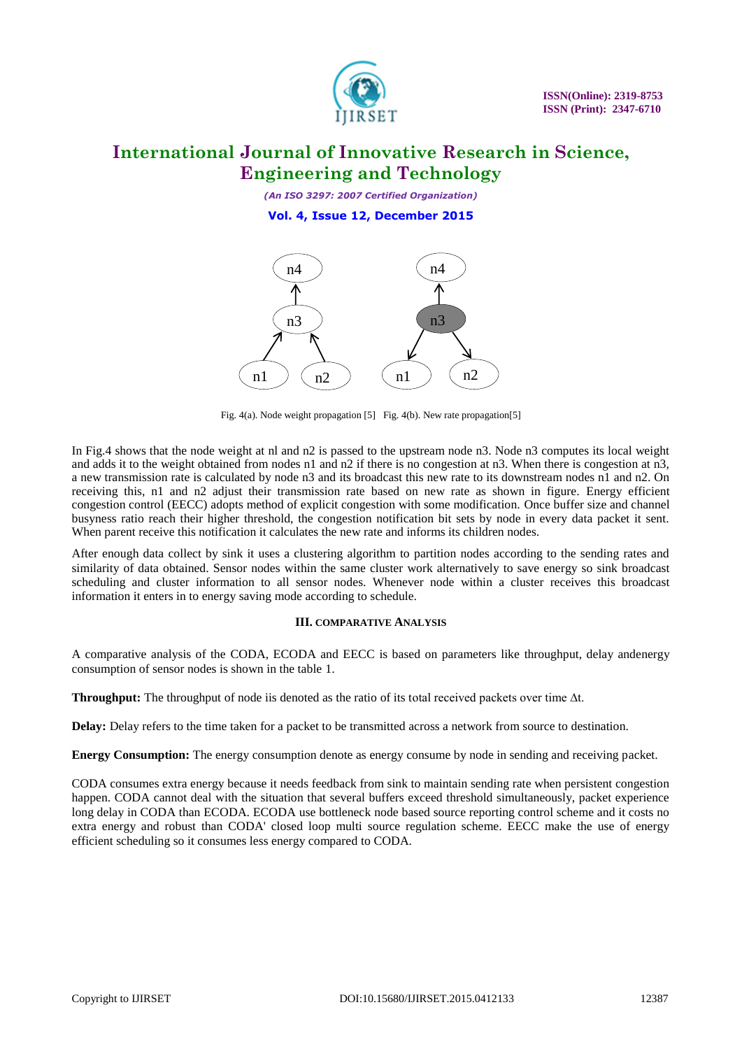Fig. 4(a). Node weight propagation [5] Fig. 4(b). New rate propagation[5]

In Fig.4 shows that the node weight at nl and n2 is passed to the upstream node n3. Node n3 computes its local weight and adds it to the weight obtained from nodes n1 and n2 if there is no congestion at n3. When there is congestion at n3, a new transmission rate is calculated by node n3 and its broadcast this new rate to its downstream nodes n1 and n2. On receiving this, n1 and n2 adjust their transmission rate based on new rate as shown in figure. Energy efficient congestion control (EECC) adopts method of explicit congestion with some modification. Once buffer size and channel busyness ratio reach their higher threshold, the congestion notification bit sets by node in every data packet it sent. When parent receive this notification it calculates the new rate and informs its children nodes.

After enough data collect by sink it uses a clustering algorithm to partition nodes according to the sending rates and similarity of data obtained. Sensor nodes within the same cluster work alternatively to save energy so sink broadcast scheduling and cluster information to all sensor nodes. Whenever node within a cluster receives this broadcast information it enters in to energy saving mode according to schedule.

## III. COMPARATIVE ANALYSIS

A comparative analysis of the CODA, ECODA and EECC is based on parameters like throughput, delay andenergy consumption of sensor nodes is shown in the table 1.

**Throughput:** The throughput of node iis denoted as the ratio of its total received packets over time $\Delta t$.

**Delay:** Delay refers to the time taken for a packet to be transmitted across a network from source to destination.

**Energy Consumption:** The energy consumption denote as energy consume by node in sending and receiving packet.

CODA consumes extra energy because it needs feedback from sink to maintain sending rate when persistent congestion happen. CODA cannot deal with the situation that several buffers exceed threshold simultaneously, packet experience long delay in CODA than ECODA. ECODA use bottleneck node based source reporting control scheme and it costs no extra energy and robust than CODA' closed loop multi source regulation scheme. EECC make the use of energy efficient scheduling so it consumes less energy compared to CODA.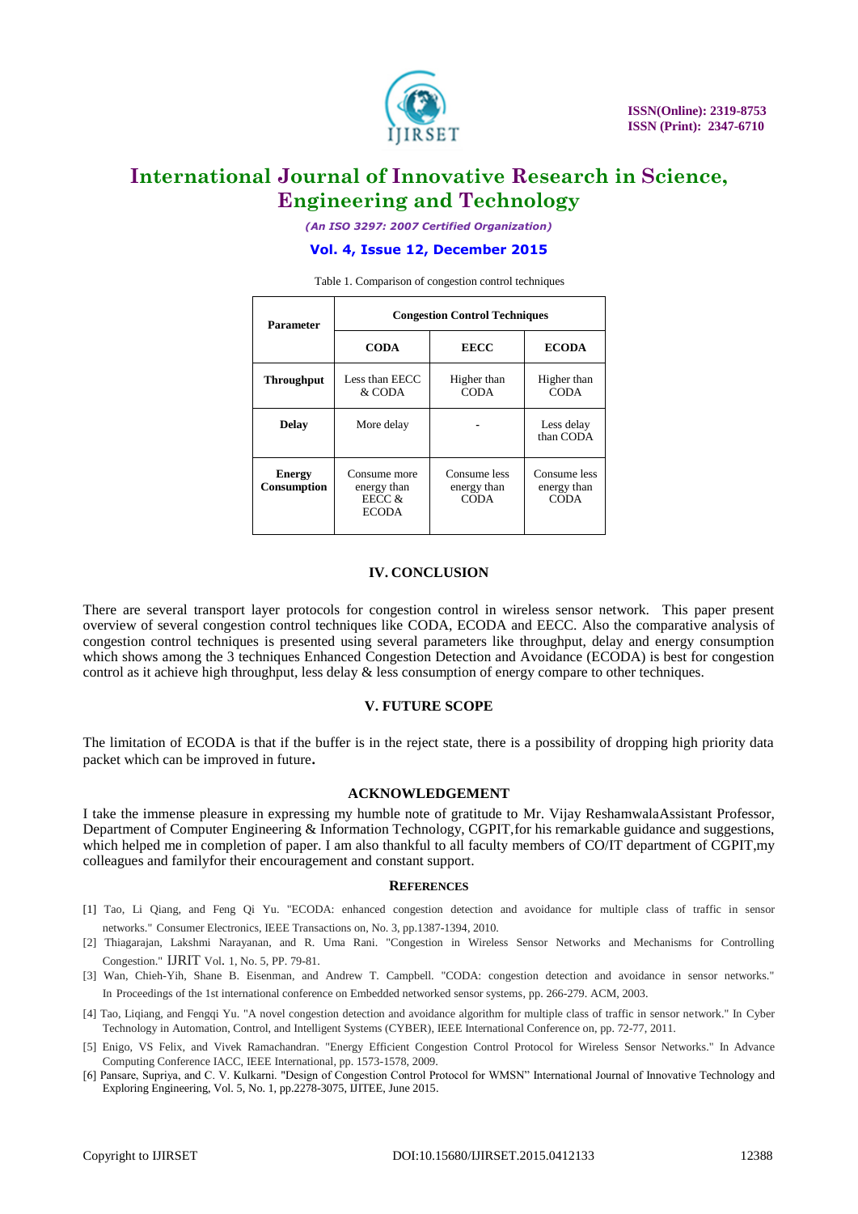Table 1. Comparison of congestion control techniques

| Parameter | Congestion Control Techniques | | |
|---|---|---|---|
| | **CODA** | **EECC** | **ECODA** |
| **Throughput** | Less than EECC & CODA | Higher than CODA | Higher than CODA |
| **Delay** | More delay | - | Less delay than CODA |
| **Energy Consumption** | Consume more energy than EECC & ECODA | Consume less energy than CODA | Consume less energy than CODA |

## IV. CONCLUSION

There are several transport layer protocols for congestion control in wireless sensor network. This paper present overview of several congestion control techniques like CODA, ECODA and EECC. Also the comparative analysis of congestion control techniques is presented using several parameters like throughput, delay and energy consumption which shows among the 3 techniques Enhanced Congestion Detection and Avoidance (ECODA) is best for congestion control as it achieve high throughput, less delay & less consumption of energy compare to other techniques.

## V. FUTURE SCOPE

The limitation of ECODA is that if the buffer is in the reject state, there is a possibility of dropping high priority data packet which can be improved in future**.**

## ACKNOWLEDGEMENT

I take the immense pleasure in expressing my humble note of gratitude to Mr. Vijay ReshamwalaAssistant Professor, Department of Computer Engineering & Information Technology, CGPIT,for his remarkable guidance and suggestions, which helped me in completion of paper. I am also thankful to all faculty members of CO/IT department of CGPIT,my colleagues and familyfor their encouragement and constant support.

## REFERENCES

[1] Tao, Li Qiang, and Feng Qi Yu. "ECODA: enhanced congestion detection and avoidance for multiple class of traffic in sensor networks." Consumer Electronics, IEEE Transactions on, No. 3, pp.1387-1394, 2010.

[2] Thiagarajan, Lakshmi Narayanan, and R. Uma Rani. "Congestion in Wireless Sensor Networks and Mechanisms for Controlling Congestion." IJRIT Vol. 1, No. 5, PP. 79-81.

[3] Wan, Chieh-Yih, Shane B. Eisenman, and Andrew T. Campbell. "CODA: congestion detection and avoidance in sensor networks." In Proceedings of the 1st international conference on Embedded networked sensor systems, pp. 266-279. ACM, 2003.

[4] Tao, Liqiang, and Fengqi Yu. "A novel congestion detection and avoidance algorithm for multiple class of traffic in sensor network." In Cyber Technology in Automation, Control, and Intelligent Systems (CYBER), IEEE International Conference on, pp. 72-77, 2011.

[5] Enigo, VS Felix, and Vivek Ramachandran. "Energy Efficient Congestion Control Protocol for Wireless Sensor Networks." In Advance Computing Conference IACC, IEEE International, pp. 1573-1578, 2009.

[6] Pansare, Supriya, and C. V. Kulkarni. "Design of Congestion Control Protocol for WMSN" International Journal of Innovative Technology and Exploring Engineering, Vol. 5, No. 1, pp.2278-3075, IJITEE, June 2015.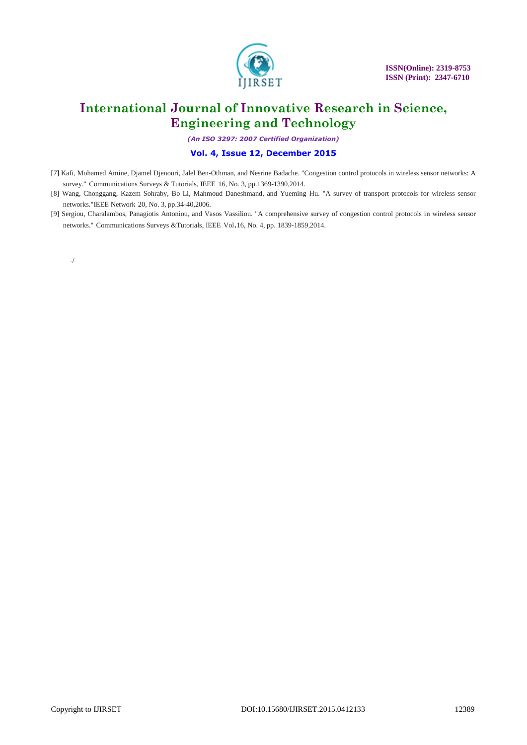[7] Kafi, Mohamed Amine, Djamel Djenouri, Jalel Ben-Othman, and Nesrine Badache. "Congestion control protocols in wireless sensor networks: A survey." Communications Surveys & Tutorials, IEEE 16, No. 3, pp.1369-1390,2014.

[8] Wang, Chonggang, Kazem Sohraby, Bo Li, Mahmoud Daneshmand, and Yueming Hu. "A survey of transport protocols for wireless sensor networks."IEEE Network 20, No. 3, pp.34-40,2006.

[9] Sergiou, Charalambos, Panagiotis Antoniou, and Vasos Vassiliou. "A comprehensive survey of congestion control protocols in wireless sensor networks." Communications Surveys &Tutorials, IEEE Vol.16, No. 4, pp. 1839-1859,2014.

-/